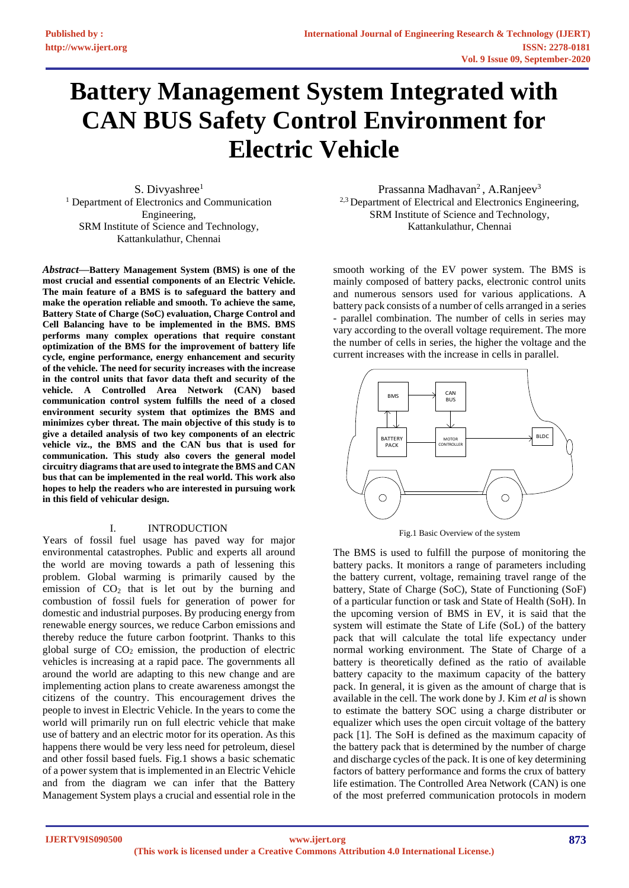# Battery Management System Integrated with CAN BUS Safety Control Environment for Electric Vehicle

S. Divyashree[1]
[1] Department of Electronics and Communication Engineering,
SRM Institute of Science and Technology,
Kattankulathur, Chennai

Prassanna Madhavan[2] , A.Ranjeev[3]
[2,3] Department of Electrical and Electronics Engineering,
SRM Institute of Science and Technology,
Kattankulathur, Chennai

***Abstract*****—Battery Management System (BMS) is one of the most crucial and essential components of an Electric Vehicle. The main feature of a BMS is to safeguard the battery and make the operation reliable and smooth. To achieve the same, Battery State of Charge (SoC) evaluation, Charge Control and Cell Balancing have to be implemented in the BMS. BMS performs many complex operations that require constant optimization of the BMS for the improvement of battery life cycle, engine performance, energy enhancement and security of the vehicle. The need for security increases with the increase in the control units that favor data theft and security of the vehicle. A Controlled Area Network (CAN) based communication control system fulfills the need of a closed environment security system that optimizes the BMS and minimizes cyber threat. The main objective of this study is to give a detailed analysis of two key components of an electric vehicle viz., the BMS and the CAN bus that is used for communication. This study also covers the general model circuitry diagrams that are used to integrate the BMS and CAN bus that can be implemented in the real world. This work also hopes to help the readers who are interested in pursuing work in this field of vehicular design.**

## I. INTRODUCTION

Years of fossil fuel usage has paved way for major environmental catastrophes. Public and experts all around the world are moving towards a path of lessening this problem. Global warming is primarily caused by the emission of $CO_2$ that is let out by the burning and combustion of fossil fuels for generation of power for domestic and industrial purposes. By producing energy from renewable energy sources, we reduce Carbon emissions and thereby reduce the future carbon footprint. Thanks to this global surge of $CO_2$ emission, the production of electric vehicles is increasing at a rapid pace. The governments all around the world are adapting to this new change and are implementing action plans to create awareness amongst the citizens of the country. This encouragement drives the people to invest in Electric Vehicle. In the years to come the world will primarily run on full electric vehicle that make use of battery and an electric motor for its operation. As this happens there would be very less need for petroleum, diesel and other fossil based fuels. Fig.1 shows a basic schematic of a power system that is implemented in an Electric Vehicle and from the diagram we can infer that the Battery Management System plays a crucial and essential role in the smooth working of the EV power system. The BMS is mainly composed of battery packs, electronic control units and numerous sensors used for various applications. A battery pack consists of a number of cells arranged in a series - parallel combination. The number of cells in series may vary according to the overall voltage requirement. The more the number of cells in series, the higher the voltage and the current increases with the increase in cells in parallel.

Fig.1 Basic Overview of the system

The BMS is used to fulfill the purpose of monitoring the battery packs. It monitors a range of parameters including the battery current, voltage, remaining travel range of the battery, State of Charge (SoC), State of Functioning (SoF) of a particular function or task and State of Health (SoH). In the upcoming version of BMS in EV, it is said that the system will estimate the State of Life (SoL) of the battery pack that will calculate the total life expectancy under normal working environment. The State of Charge of a battery is theoretically defined as the ratio of available battery capacity to the maximum capacity of the battery pack. In general, it is given as the amount of charge that is available in the cell. The work done by J. Kim *et al* is shown to estimate the battery SOC using a charge distributer or equalizer which uses the open circuit voltage of the battery pack [1]. The SoH is defined as the maximum capacity of the battery pack that is determined by the number of charge and discharge cycles of the pack. It is one of key determining factors of battery performance and forms the crux of battery life estimation. The Controlled Area Network (CAN) is one of the most preferred communication protocols in modern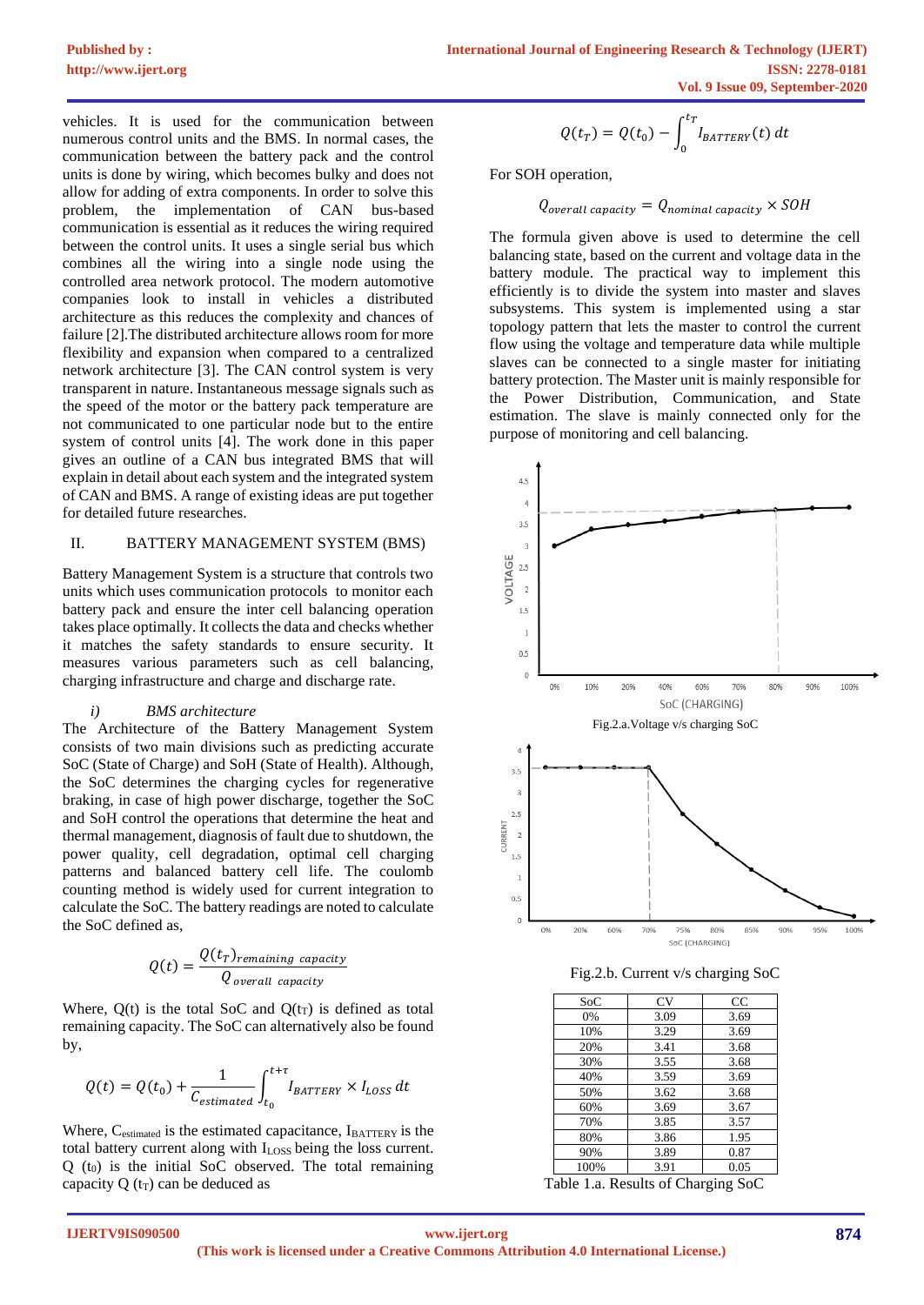vehicles. It is used for the communication between numerous control units and the BMS. In normal cases, the communication between the battery pack and the control units is done by wiring, which becomes bulky and does not allow for adding of extra components. In order to solve this problem, the implementation of CAN bus-based communication is essential as it reduces the wiring required between the control units. It uses a single serial bus which combines all the wiring into a single node using the controlled area network protocol. The modern automotive companies look to install in vehicles a distributed architecture as this reduces the complexity and chances of failure [2].The distributed architecture allows room for more flexibility and expansion when compared to a centralized network architecture [3]. The CAN control system is very transparent in nature. Instantaneous message signals such as the speed of the motor or the battery pack temperature are not communicated to one particular node but to the entire system of control units [4]. The work done in this paper gives an outline of a CAN bus integrated BMS that will explain in detail about each system and the integrated system of CAN and BMS. A range of existing ideas are put together for detailed future researches.

## II. BATTERY MANAGEMENT SYSTEM (BMS)

Battery Management System is a structure that controls two units which uses communication protocols to monitor each battery pack and ensure the inter cell balancing operation takes place optimally. It collects the data and checks whether it matches the safety standards to ensure security. It measures various parameters such as cell balancing, charging infrastructure and charge and discharge rate.

### *i) BMS architecture*

The Architecture of the Battery Management System consists of two main divisions such as predicting accurate SoC (State of Charge) and SoH (State of Health). Although, the SoC determines the charging cycles for regenerative braking, in case of high power discharge, together the SoC and SoH control the operations that determine the heat and thermal management, diagnosis of fault due to shutdown, the power quality, cell degradation, optimal cell charging patterns and balanced battery cell life. The coulomb counting method is widely used for current integration to calculate the SoC. The battery readings are noted to calculate the SoC defined as,

$$Q(t) = \frac{Q(t_T)_{remaining\ capacity}}{Q_{overall\ capacity}}$$

Where, Q(t) is the total SoC and $Q(t_T)$ is defined as total remaining capacity. The SoC can alternatively also be found by,

$$Q(t) = Q(t_0) + \frac{1}{C_{estimated}} \int_{t_0}^{t+\tau} I_{BATTERY} \times I_{LOSS}\, dt$$

Where, $C_{estimated}$ is the estimated capacitance, $I_{BATTERY}$ is the total battery current along with $I_{LOSS}$ being the loss current. Q $(t_0)$ is the initial SoC observed. The total remaining capacity Q $(t_T)$ can be deduced as

$$Q(t_T) = Q(t_0) - \int_{0}^{t_T} I_{BATTERY}(t)\, dt$$

For SOH operation,

$$Q_{overall\ capacity} = Q_{nominal\ capacity} \times SOH$$

The formula given above is used to determine the cell balancing state, based on the current and voltage data in the battery module. The practical way to implement this efficiently is to divide the system into master and slaves subsystems. This system is implemented using a star topology pattern that lets the master to control the current flow using the voltage and temperature data while multiple slaves can be connected to a single master for initiating battery protection. The Master unit is mainly responsible for the Power Distribution, Communication, and State estimation. The slave is mainly connected only for the purpose of monitoring and cell balancing.

Fig.2.a.Voltage v/s charging SoC

Fig.2.b. Current v/s charging SoC

| SoC | CV | CC |
|---|---|---|
| 0% | 3.09 | 3.69 |
| 10% | 3.29 | 3.69 |
| 20% | 3.41 | 3.68 |
| 30% | 3.55 | 3.68 |
| 40% | 3.59 | 3.69 |
| 50% | 3.62 | 3.68 |
| 60% | 3.69 | 3.67 |
| 70% | 3.85 | 3.57 |
| 80% | 3.86 | 1.95 |
| 90% | 3.89 | 0.87 |
| 100% | 3.91 | 0.05 |

Table 1.a. Results of Charging SoC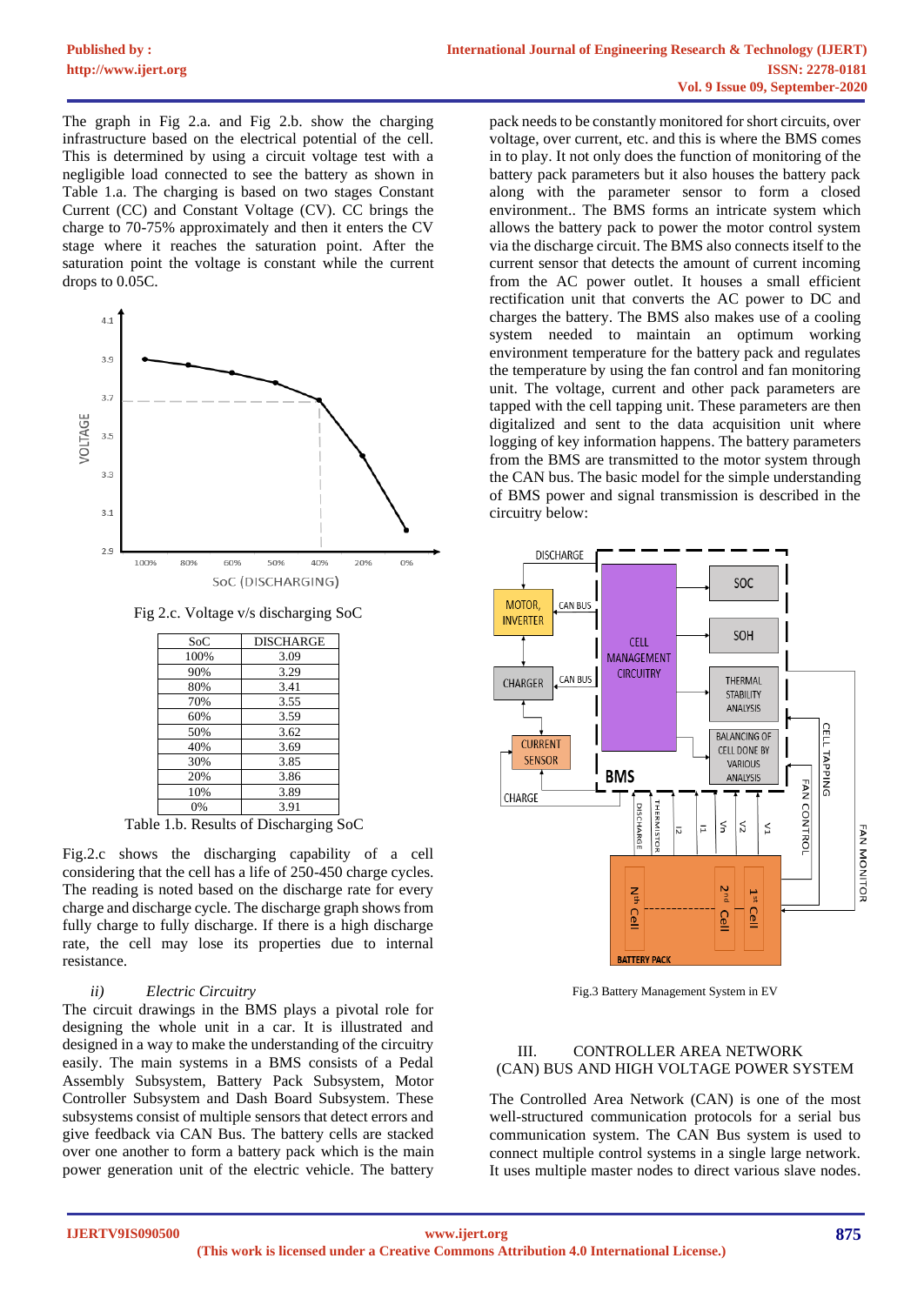The graph in Fig 2.a. and Fig 2.b. show the charging infrastructure based on the electrical potential of the cell. This is determined by using a circuit voltage test with a negligible load connected to see the battery as shown in Table 1.a. The charging is based on two stages Constant Current (CC) and Constant Voltage (CV). CC brings the charge to 70-75% approximately and then it enters the CV stage where it reaches the saturation point. After the saturation point the voltage is constant while the current drops to 0.05C.

Fig 2.c. Voltage v/s discharging SoC

| SoC | DISCHARGE |
|---|---|
| 100% | 3.09 |
| 90% | 3.29 |
| 80% | 3.41 |
| 70% | 3.55 |
| 60% | 3.59 |
| 50% | 3.62 |
| 40% | 3.69 |
| 30% | 3.85 |
| 20% | 3.86 |
| 10% | 3.89 |
| 0% | 3.91 |

Table 1.b. Results of Discharging SoC

Fig.2.c shows the discharging capability of a cell considering that the cell has a life of 250-450 charge cycles. The reading is noted based on the discharge rate for every charge and discharge cycle. The discharge graph shows from fully charge to fully discharge. If there is a high discharge rate, the cell may lose its properties due to internal resistance.

### ii) *Electric Circuitry*

The circuit drawings in the BMS plays a pivotal role for designing the whole unit in a car. It is illustrated and designed in a way to make the understanding of the circuitry easily. The main systems in a BMS consists of a Pedal Assembly Subsystem, Battery Pack Subsystem, Motor Controller Subsystem and Dash Board Subsystem. These subsystems consist of multiple sensors that detect errors and give feedback via CAN Bus. The battery cells are stacked over one another to form a battery pack which is the main power generation unit of the electric vehicle. The battery pack needs to be constantly monitored for short circuits, over voltage, over current, etc. and this is where the BMS comes in to play. It not only does the function of monitoring of the battery pack parameters but it also houses the battery pack along with the parameter sensor to form a closed environment.. The BMS forms an intricate system which allows the battery pack to power the motor control system via the discharge circuit. The BMS also connects itself to the current sensor that detects the amount of current incoming from the AC power outlet. It houses a small efficient rectification unit that converts the AC power to DC and charges the battery. The BMS also makes use of a cooling system needed to maintain an optimum working environment temperature for the battery pack and regulates the temperature by using the fan control and fan monitoring unit. The voltage, current and other pack parameters are tapped with the cell tapping unit. These parameters are then digitalized and sent to the data acquisition unit where logging of key information happens. The battery parameters from the BMS are transmitted to the motor system through the CAN bus. The basic model for the simple understanding of BMS power and signal transmission is described in the circuitry below:

Fig.3 Battery Management System in EV

## III. CONTROLLER AREA NETWORK (CAN) BUS AND HIGH VOLTAGE POWER SYSTEM

The Controlled Area Network (CAN) is one of the most well-structured communication protocols for a serial bus communication system. The CAN Bus system is used to connect multiple control systems in a single large network. It uses multiple master nodes to direct various slave nodes.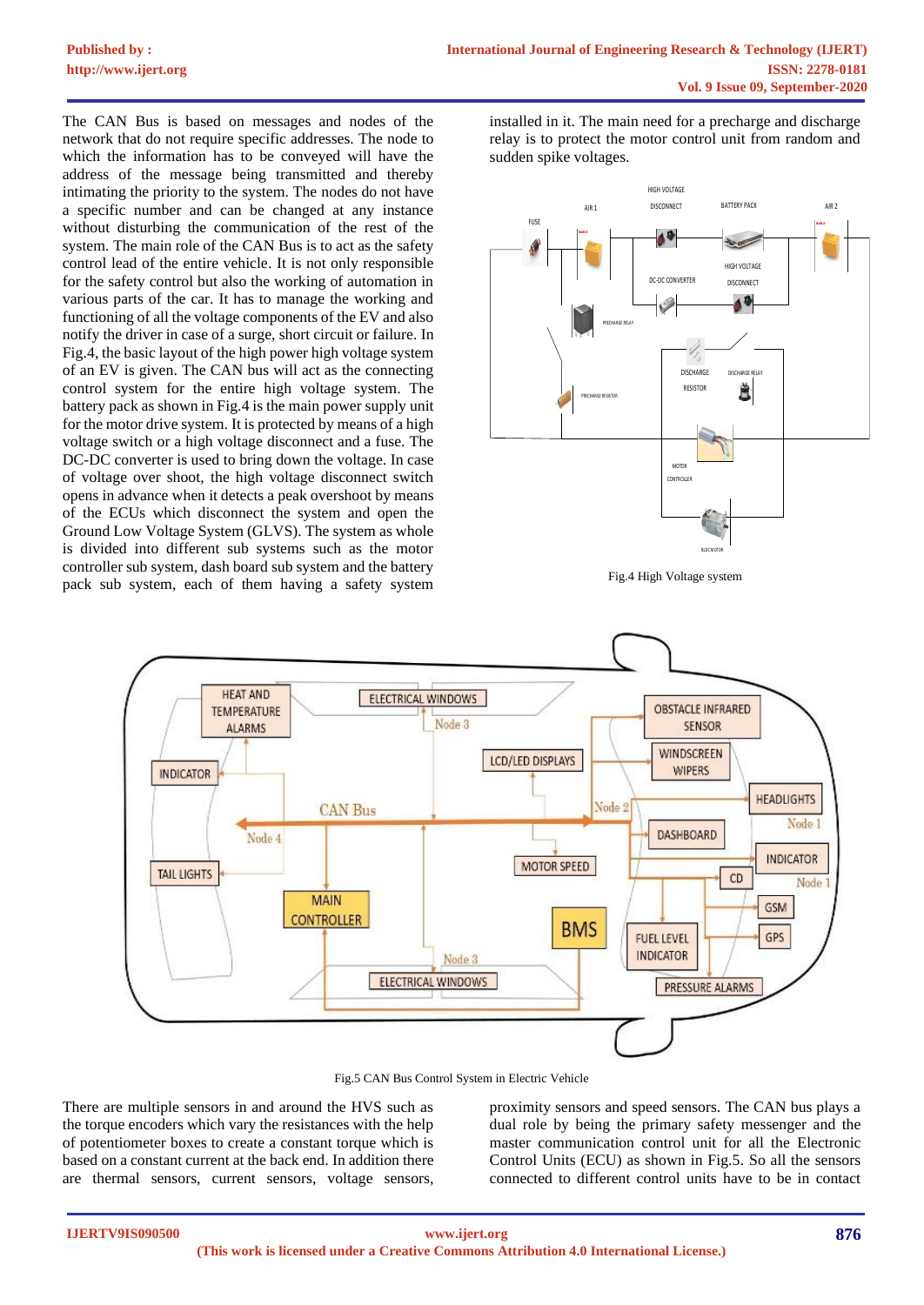The CAN Bus is based on messages and nodes of the network that do not require specific addresses. The node to which the information has to be conveyed will have the address of the message being transmitted and thereby intimating the priority to the system. The nodes do not have a specific number and can be changed at any instance without disturbing the communication of the rest of the system. The main role of the CAN Bus is to act as the safety control lead of the entire vehicle. It is not only responsible for the safety control but also the working of automation in various parts of the car. It has to manage the working and functioning of all the voltage components of the EV and also notify the driver in case of a surge, short circuit or failure. In Fig.4, the basic layout of the high power high voltage system of an EV is given. The CAN bus will act as the connecting control system for the entire high voltage system. The battery pack as shown in Fig.4 is the main power supply unit for the motor drive system. It is protected by means of a high voltage switch or a high voltage disconnect and a fuse. The DC-DC converter is used to bring down the voltage. In case of voltage over shoot, the high voltage disconnect switch opens in advance when it detects a peak overshoot by means of the ECUs which disconnect the system and open the Ground Low Voltage System (GLVS). The system as whole is divided into different sub systems such as the motor controller sub system, dash board sub system and the battery pack sub system, each of them having a safety system installed in it. The main need for a precharge and discharge relay is to protect the motor control unit from random and sudden spike voltages.

Fig.4 High Voltage system

Fig.5 CAN Bus Control System in Electric Vehicle

There are multiple sensors in and around the HVS such as the torque encoders which vary the resistances with the help of potentiometer boxes to create a constant torque which is based on a constant current at the back end. In addition there are thermal sensors, current sensors, voltage sensors, proximity sensors and speed sensors. The CAN bus plays a dual role by being the primary safety messenger and the master communication control unit for all the Electronic Control Units (ECU) as shown in Fig.5. So all the sensors connected to different control units have to be in contact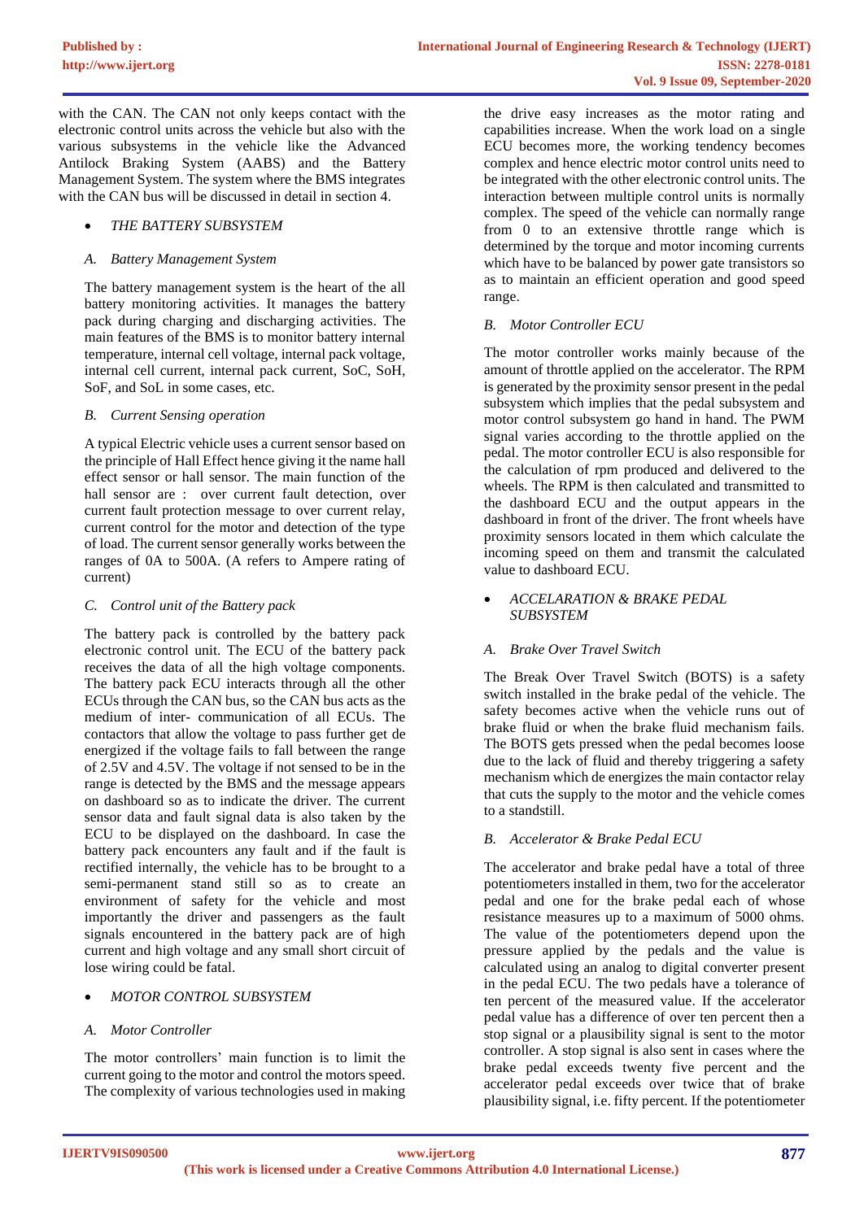with the CAN. The CAN not only keeps contact with the electronic control units across the vehicle but also with the various subsystems in the vehicle like the Advanced Antilock Braking System (AABS) and the Battery Management System. The system where the BMS integrates with the CAN bus will be discussed in detail in section 4.

- *THE BATTERY SUBSYSTEM*

### *A. Battery Management System*

The battery management system is the heart of the all battery monitoring activities. It manages the battery pack during charging and discharging activities. The main features of the BMS is to monitor battery internal temperature, internal cell voltage, internal pack voltage, internal cell current, internal pack current, SoC, SoH, SoF, and SoL in some cases, etc.

### *B. Current Sensing operation*

A typical Electric vehicle uses a current sensor based on the principle of Hall Effect hence giving it the name hall effect sensor or hall sensor. The main function of the hall sensor are : over current fault detection, over current fault protection message to over current relay, current control for the motor and detection of the type of load. The current sensor generally works between the ranges of 0A to 500A. (A refers to Ampere rating of current)

### *C. Control unit of the Battery pack*

The battery pack is controlled by the battery pack electronic control unit. The ECU of the battery pack receives the data of all the high voltage components. The battery pack ECU interacts through all the other ECUs through the CAN bus, so the CAN bus acts as the medium of inter- communication of all ECUs. The contactors that allow the voltage to pass further get de energized if the voltage fails to fall between the range of 2.5V and 4.5V. The voltage if not sensed to be in the range is detected by the BMS and the message appears on dashboard so as to indicate the driver. The current sensor data and fault signal data is also taken by the ECU to be displayed on the dashboard. In case the battery pack encounters any fault and if the fault is rectified internally, the vehicle has to be brought to a semi-permanent stand still so as to create an environment of safety for the vehicle and most importantly the driver and passengers as the fault signals encountered in the battery pack are of high current and high voltage and any small short circuit of lose wiring could be fatal.

- *MOTOR CONTROL SUBSYSTEM*

### *A. Motor Controller*

The motor controllers' main function is to limit the current going to the motor and control the motors speed. The complexity of various technologies used in making the drive easy increases as the motor rating and capabilities increase. When the work load on a single ECU becomes more, the working tendency becomes complex and hence electric motor control units need to be integrated with the other electronic control units. The interaction between multiple control units is normally complex. The speed of the vehicle can normally range from 0 to an extensive throttle range which is determined by the torque and motor incoming currents which have to be balanced by power gate transistors so as to maintain an efficient operation and good speed range.

### *B. Motor Controller ECU*

The motor controller works mainly because of the amount of throttle applied on the accelerator. The RPM is generated by the proximity sensor present in the pedal subsystem which implies that the pedal subsystem and motor control subsystem go hand in hand. The PWM signal varies according to the throttle applied on the pedal. The motor controller ECU is also responsible for the calculation of rpm produced and delivered to the wheels. The RPM is then calculated and transmitted to the dashboard ECU and the output appears in the dashboard in front of the driver. The front wheels have proximity sensors located in them which calculate the incoming speed on them and transmit the calculated value to dashboard ECU.

- *ACCELARATION & BRAKE PEDAL SUBSYSTEM*

### *A. Brake Over Travel Switch*

The Break Over Travel Switch (BOTS) is a safety switch installed in the brake pedal of the vehicle. The safety becomes active when the vehicle runs out of brake fluid or when the brake fluid mechanism fails. The BOTS gets pressed when the pedal becomes loose due to the lack of fluid and thereby triggering a safety mechanism which de energizes the main contactor relay that cuts the supply to the motor and the vehicle comes to a standstill.

### *B. Accelerator & Brake Pedal ECU*

The accelerator and brake pedal have a total of three potentiometers installed in them, two for the accelerator pedal and one for the brake pedal each of whose resistance measures up to a maximum of 5000 ohms. The value of the potentiometers depend upon the pressure applied by the pedals and the value is calculated using an analog to digital converter present in the pedal ECU. The two pedals have a tolerance of ten percent of the measured value. If the accelerator pedal value has a difference of over ten percent then a stop signal or a plausibility signal is sent to the motor controller. A stop signal is also sent in cases where the brake pedal exceeds twenty five percent and the accelerator pedal exceeds over twice that of brake plausibility signal, i.e. fifty percent. If the potentiometer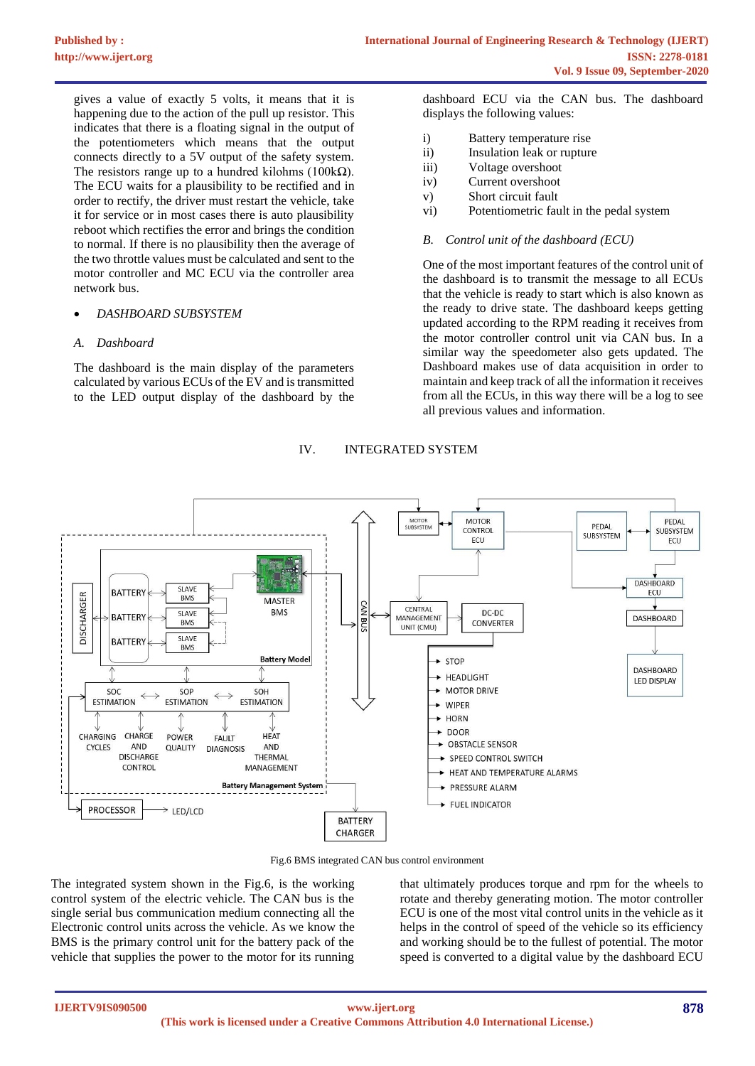gives a value of exactly 5 volts, it means that it is happening due to the action of the pull up resistor. This indicates that there is a floating signal in the output of the potentiometers which means that the output connects directly to a 5V output of the safety system. The resistors range up to a hundred kilohms (100kΩ). The ECU waits for a plausibility to be rectified and in order to rectify, the driver must restart the vehicle, take it for service or in most cases there is auto plausibility reboot which rectifies the error and brings the condition to normal. If there is no plausibility then the average of the two throttle values must be calculated and sent to the motor controller and MC ECU via the controller area network bus.

- *DASHBOARD SUBSYSTEM*

*A. Dashboard*

The dashboard is the main display of the parameters calculated by various ECUs of the EV and is transmitted to the LED output display of the dashboard by the dashboard ECU via the CAN bus. The dashboard displays the following values:

i) Battery temperature rise
ii) Insulation leak or rupture
iii) Voltage overshoot
iv) Current overshoot
v) Short circuit fault
vi) Potentiometric fault in the pedal system

*B. Control unit of the dashboard (ECU)*

One of the most important features of the control unit of the dashboard is to transmit the message to all ECUs that the vehicle is ready to start which is also known as the ready to drive state. The dashboard keeps getting updated according to the RPM reading it receives from the motor controller control unit via CAN bus. In a similar way the speedometer also gets updated. The Dashboard makes use of data acquisition in order to maintain and keep track of all the information it receives from all the ECUs, in this way there will be a log to see all previous values and information.

## IV. INTEGRATED SYSTEM

Fig.6 BMS integrated CAN bus control environment

The integrated system shown in the Fig.6, is the working control system of the electric vehicle. The CAN bus is the single serial bus communication medium connecting all the Electronic control units across the vehicle. As we know the BMS is the primary control unit for the battery pack of the vehicle that supplies the power to the motor for its running that ultimately produces torque and rpm for the wheels to rotate and thereby generating motion. The motor controller ECU is one of the most vital control units in the vehicle as it helps in the control of speed of the vehicle so its efficiency and working should be to the fullest of potential. The motor speed is converted to a digital value by the dashboard ECU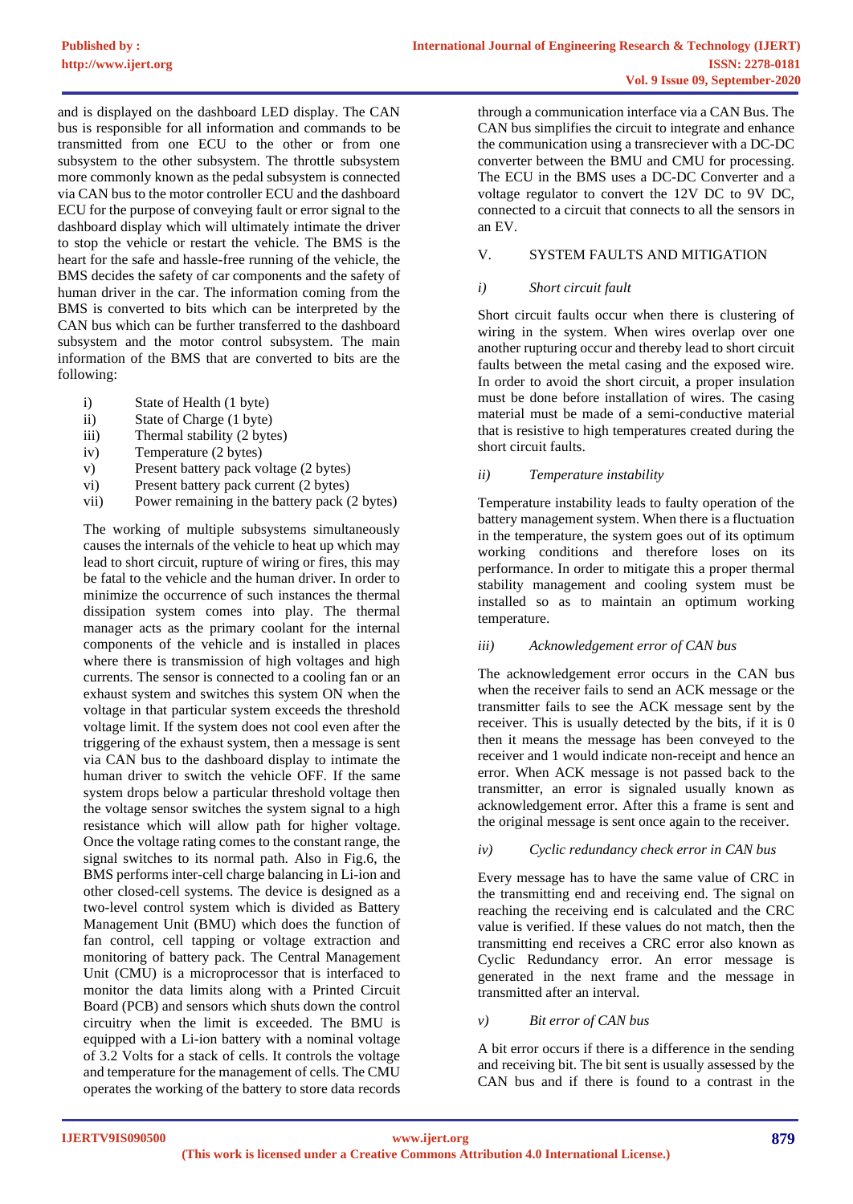and is displayed on the dashboard LED display. The CAN bus is responsible for all information and commands to be transmitted from one ECU to the other or from one subsystem to the other subsystem. The throttle subsystem more commonly known as the pedal subsystem is connected via CAN bus to the motor controller ECU and the dashboard ECU for the purpose of conveying fault or error signal to the dashboard display which will ultimately intimate the driver to stop the vehicle or restart the vehicle. The BMS is the heart for the safe and hassle-free running of the vehicle, the BMS decides the safety of car components and the safety of human driver in the car. The information coming from the BMS is converted to bits which can be interpreted by the CAN bus which can be further transferred to the dashboard subsystem and the motor control subsystem. The main information of the BMS that are converted to bits are the following:

i) State of Health (1 byte)
ii) State of Charge (1 byte)
iii) Thermal stability (2 bytes)
iv) Temperature (2 bytes)
v) Present battery pack voltage (2 bytes)
vi) Present battery pack current (2 bytes)
vii) Power remaining in the battery pack (2 bytes)

The working of multiple subsystems simultaneously causes the internals of the vehicle to heat up which may lead to short circuit, rupture of wiring or fires, this may be fatal to the vehicle and the human driver. In order to minimize the occurrence of such instances the thermal dissipation system comes into play. The thermal manager acts as the primary coolant for the internal components of the vehicle and is installed in places where there is transmission of high voltages and high currents. The sensor is connected to a cooling fan or an exhaust system and switches this system ON when the voltage in that particular system exceeds the threshold voltage limit. If the system does not cool even after the triggering of the exhaust system, then a message is sent via CAN bus to the dashboard display to intimate the human driver to switch the vehicle OFF. If the same system drops below a particular threshold voltage then the voltage sensor switches the system signal to a high resistance which will allow path for higher voltage. Once the voltage rating comes to the constant range, the signal switches to its normal path. Also in Fig.6, the BMS performs inter-cell charge balancing in Li-ion and other closed-cell systems. The device is designed as a two-level control system which is divided as Battery Management Unit (BMU) which does the function of fan control, cell tapping or voltage extraction and monitoring of battery pack. The Central Management Unit (CMU) is a microprocessor that is interfaced to monitor the data limits along with a Printed Circuit Board (PCB) and sensors which shuts down the control circuitry when the limit is exceeded. The BMU is equipped with a Li-ion battery with a nominal voltage of 3.2 Volts for a stack of cells. It controls the voltage and temperature for the management of cells. The CMU operates the working of the battery to store data records through a communication interface via a CAN Bus. The CAN bus simplifies the circuit to integrate and enhance the communication using a transreciever with a DC-DC converter between the BMU and CMU for processing. The ECU in the BMS uses a DC-DC Converter and a voltage regulator to convert the 12V DC to 9V DC, connected to a circuit that connects to all the sensors in an EV.

## V. SYSTEM FAULTS AND MITIGATION

### *i) Short circuit fault*

Short circuit faults occur when there is clustering of wiring in the system. When wires overlap over one another rupturing occur and thereby lead to short circuit faults between the metal casing and the exposed wire. In order to avoid the short circuit, a proper insulation must be done before installation of wires. The casing material must be made of a semi-conductive material that is resistive to high temperatures created during the short circuit faults.

### *ii) Temperature instability*

Temperature instability leads to faulty operation of the battery management system. When there is a fluctuation in the temperature, the system goes out of its optimum working conditions and therefore loses on its performance. In order to mitigate this a proper thermal stability management and cooling system must be installed so as to maintain an optimum working temperature.

### *iii) Acknowledgement error of CAN bus*

The acknowledgement error occurs in the CAN bus when the receiver fails to send an ACK message or the transmitter fails to see the ACK message sent by the receiver. This is usually detected by the bits, if it is 0 then it means the message has been conveyed to the receiver and 1 would indicate non-receipt and hence an error. When ACK message is not passed back to the transmitter, an error is signaled usually known as acknowledgement error. After this a frame is sent and the original message is sent once again to the receiver.

### *iv) Cyclic redundancy check error in CAN bus*

Every message has to have the same value of CRC in the transmitting end and receiving end. The signal on reaching the receiving end is calculated and the CRC value is verified. If these values do not match, then the transmitting end receives a CRC error also known as Cyclic Redundancy error. An error message is generated in the next frame and the message in transmitted after an interval.

### *v) Bit error of CAN bus*

A bit error occurs if there is a difference in the sending and receiving bit. The bit sent is usually assessed by the CAN bus and if there is found to a contrast in the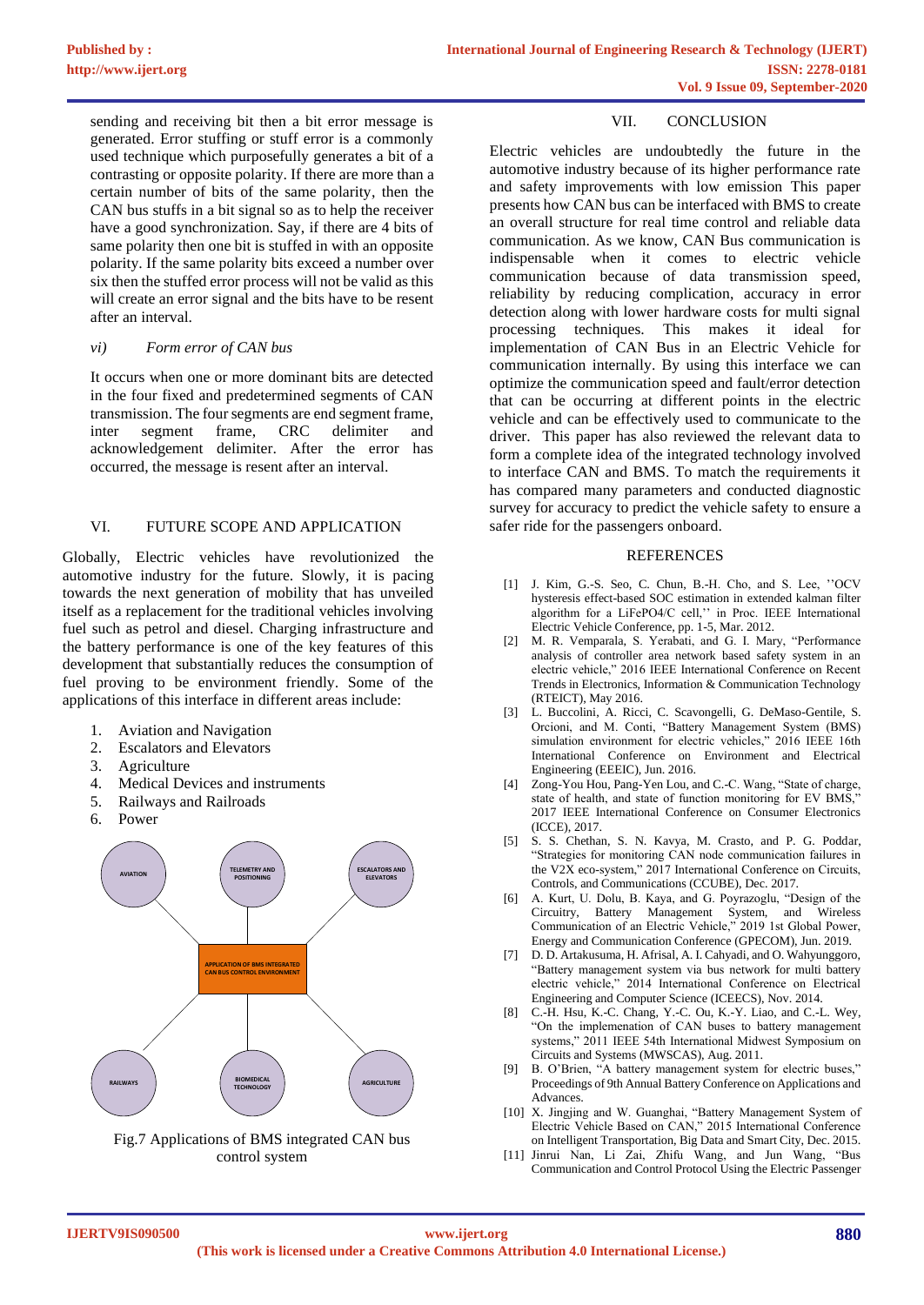sending and receiving bit then a bit error message is generated. Error stuffing or stuff error is a commonly used technique which purposefully generates a bit of a contrasting or opposite polarity. If there are more than a certain number of bits of the same polarity, then the CAN bus stuffs in a bit signal so as to help the receiver have a good synchronization. Say, if there are 4 bits of same polarity then one bit is stuffed in with an opposite polarity. If the same polarity bits exceed a number over six then the stuffed error process will not be valid as this will create an error signal and the bits have to be resent after an interval.

*vi) Form error of CAN bus*

It occurs when one or more dominant bits are detected in the four fixed and predetermined segments of CAN transmission. The four segments are end segment frame, inter segment frame, CRC delimiter and acknowledgement delimiter. After the error has occurred, the message is resent after an interval.

## VI. FUTURE SCOPE AND APPLICATION

Globally, Electric vehicles have revolutionized the automotive industry for the future. Slowly, it is pacing towards the next generation of mobility that has unveiled itself as a replacement for the traditional vehicles involving fuel such as petrol and diesel. Charging infrastructure and the battery performance is one of the key features of this development that substantially reduces the consumption of fuel proving to be environment friendly. Some of the applications of this interface in different areas include:

1. Aviation and Navigation
2. Escalators and Elevators
3. Agriculture
4. Medical Devices and instruments
5. Railways and Railroads
6. Power

AVIATION — TELEMETRY AND POSITIONING — ESCALATORS AND ELEVATORS — APPLICATION OF BMS INTEGRATED CAN BUS CONTROL ENVIRONMENT — RAILWAYS — BIOMEDICAL TECHNOLOGY — AGRICULTURE

Fig.7 Applications of BMS integrated CAN bus control system

## VII. CONCLUSION

Electric vehicles are undoubtedly the future in the automotive industry because of its higher performance rate and safety improvements with low emission This paper presents how CAN bus can be interfaced with BMS to create an overall structure for real time control and reliable data communication. As we know, CAN Bus communication is indispensable when it comes to electric vehicle communication because of data transmission speed, reliability by reducing complication, accuracy in error detection along with lower hardware costs for multi signal processing techniques. This makes it ideal for implementation of CAN Bus in an Electric Vehicle for communication internally. By using this interface we can optimize the communication speed and fault/error detection that can be occurring at different points in the electric vehicle and can be effectively used to communicate to the driver. This paper has also reviewed the relevant data to form a complete idea of the integrated technology involved to interface CAN and BMS. To match the requirements it has compared many parameters and conducted diagnostic survey for accuracy to predict the vehicle safety to ensure a safer ride for the passengers onboard.

## REFERENCES

[1] J. Kim, G.-S. Seo, C. Chun, B.-H. Cho, and S. Lee, ''OCV hysteresis effect-based SOC estimation in extended kalman filter algorithm for a LiFePO4/C cell,'' in Proc. IEEE International Electric Vehicle Conference, pp. 1-5, Mar. 2012.

[2] M. R. Vemparala, S. Yerabati, and G. I. Mary, "Performance analysis of controller area network based safety system in an electric vehicle," 2016 IEEE International Conference on Recent Trends in Electronics, Information & Communication Technology (RTEICT), May 2016.

[3] L. Buccolini, A. Ricci, C. Scavongelli, G. DeMaso-Gentile, S. Orcioni, and M. Conti, "Battery Management System (BMS) simulation environment for electric vehicles," 2016 IEEE 16th International Conference on Environment and Electrical Engineering (EEEIC), Jun. 2016.

[4] Zong-You Hou, Pang-Yen Lou, and C.-C. Wang, "State of charge, state of health, and state of function monitoring for EV BMS," 2017 IEEE International Conference on Consumer Electronics (ICCE), 2017.

[5] S. S. Chethan, S. N. Kavya, M. Crasto, and P. G. Poddar, "Strategies for monitoring CAN node communication failures in the V2X eco-system," 2017 International Conference on Circuits, Controls, and Communications (CCUBE), Dec. 2017.

[6] A. Kurt, U. Dolu, B. Kaya, and G. Poyrazoglu, "Design of the Circuitry, Battery Management System, and Wireless Communication of an Electric Vehicle," 2019 1st Global Power, Energy and Communication Conference (GPECOM), Jun. 2019.

[7] D. D. Artakusuma, H. Afrisal, A. I. Cahyadi, and O. Wahyunggoro, "Battery management system via bus network for multi battery electric vehicle," 2014 International Conference on Electrical Engineering and Computer Science (ICEECS), Nov. 2014.

[8] C.-H. Hsu, K.-C. Chang, Y.-C. Ou, K.-Y. Liao, and C.-L. Wey, "On the implemenation of CAN buses to battery management systems," 2011 IEEE 54th International Midwest Symposium on Circuits and Systems (MWSCAS), Aug. 2011.

[9] B. O'Brien, "A battery management system for electric buses," Proceedings of 9th Annual Battery Conference on Applications and Advances.

[10] X. Jingjing and W. Guanghai, "Battery Management System of Electric Vehicle Based on CAN," 2015 International Conference on Intelligent Transportation, Big Data and Smart City, Dec. 2015.

[11] Jinrui Nan, Li Zai, Zhifu Wang, and Jun Wang, "Bus Communication and Control Protocol Using the Electric Passenger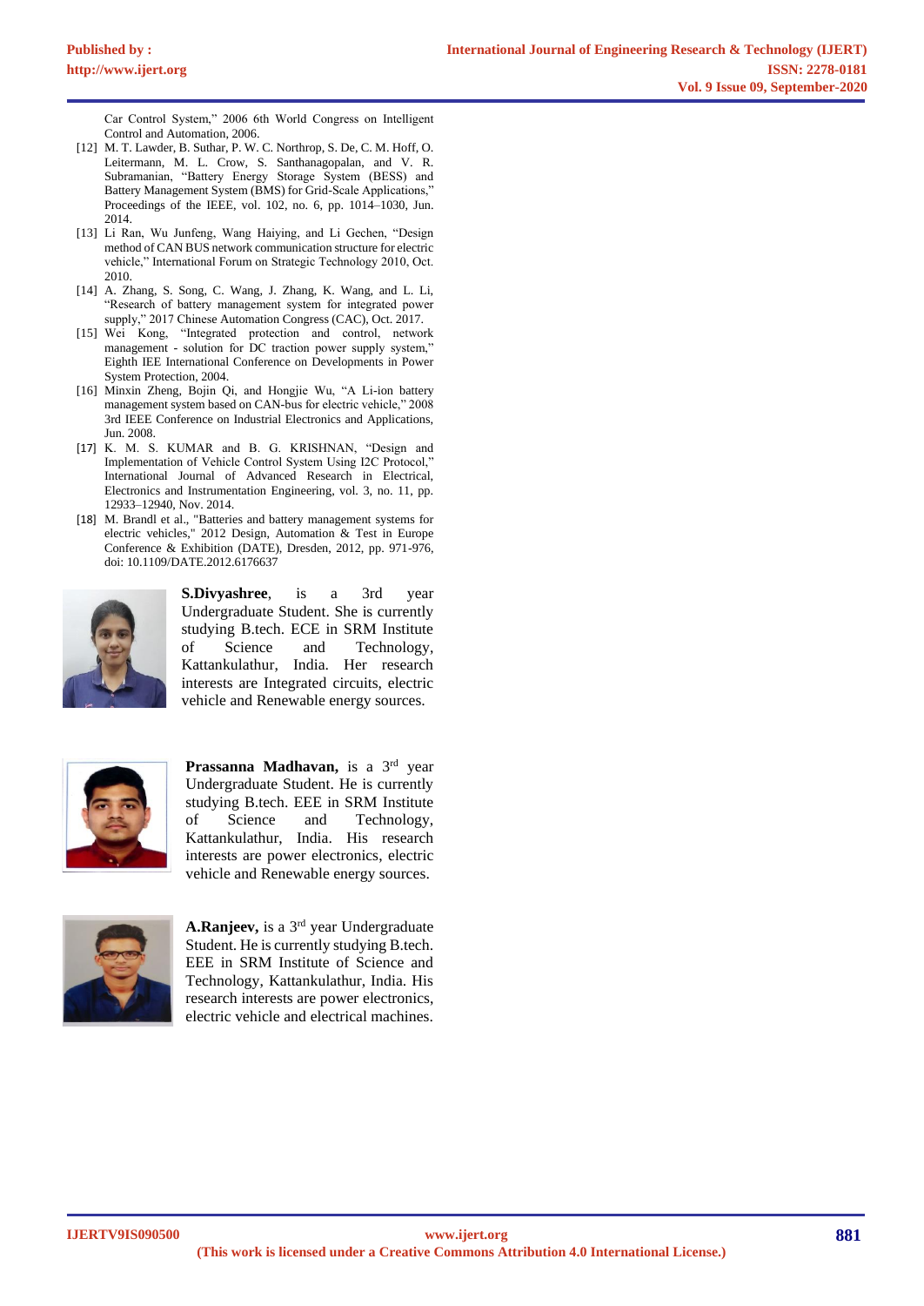Car Control System," 2006 6th World Congress on Intelligent Control and Automation, 2006.

[12] M. T. Lawder, B. Suthar, P. W. C. Northrop, S. De, C. M. Hoff, O. Leitermann, M. L. Crow, S. Santhanagopalan, and V. R. Subramanian, "Battery Energy Storage System (BESS) and Battery Management System (BMS) for Grid-Scale Applications," Proceedings of the IEEE, vol. 102, no. 6, pp. 1014–1030, Jun. 2014.

[13] Li Ran, Wu Junfeng, Wang Haiying, and Li Gechen, "Design method of CAN BUS network communication structure for electric vehicle," International Forum on Strategic Technology 2010, Oct. 2010.

[14] A. Zhang, S. Song, C. Wang, J. Zhang, K. Wang, and L. Li, "Research of battery management system for integrated power supply," 2017 Chinese Automation Congress (CAC), Oct. 2017.

[15] Wei Kong, "Integrated protection and control, network management - solution for DC traction power supply system," Eighth IEE International Conference on Developments in Power System Protection, 2004.

[16] Minxin Zheng, Bojin Qi, and Hongjie Wu, "A Li-ion battery management system based on CAN-bus for electric vehicle," 2008 3rd IEEE Conference on Industrial Electronics and Applications, Jun. 2008.

[17] K. M. S. KUMAR and B. G. KRISHNAN, "Design and Implementation of Vehicle Control System Using I2C Protocol," International Journal of Advanced Research in Electrical, Electronics and Instrumentation Engineering, vol. 3, no. 11, pp. 12933–12940, Nov. 2014.

[18] M. Brandl et al., "Batteries and battery management systems for electric vehicles," 2012 Design, Automation & Test in Europe Conference & Exhibition (DATE), Dresden, 2012, pp. 971-976, doi: 10.1109/DATE.2012.6176637

**S.Divyashree**, is a 3rd year Undergraduate Student. She is currently studying B.tech. ECE in SRM Institute of Science and Technology, Kattankulathur, India. Her research interests are Integrated circuits, electric vehicle and Renewable energy sources.

**Prassanna Madhavan,** is a 3rd year Undergraduate Student. He is currently studying B.tech. EEE in SRM Institute of Science and Technology, Kattankulathur, India. His research interests are power electronics, electric vehicle and Renewable energy sources.

**A.Ranjeev,** is a 3rd year Undergraduate Student. He is currently studying B.tech. EEE in SRM Institute of Science and Technology, Kattankulathur, India. His research interests are power electronics, electric vehicle and electrical machines.